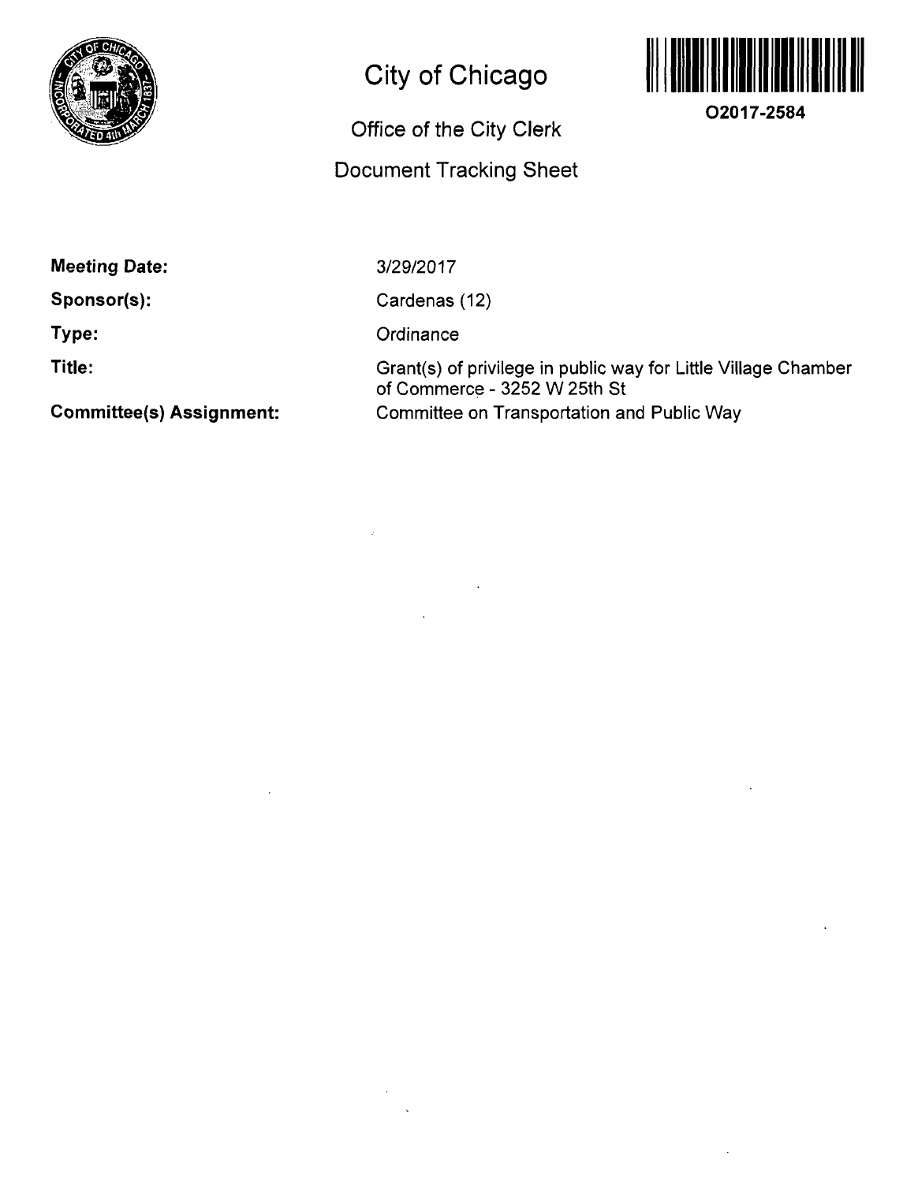# City of Chicago

## Office of the City Clerk

## Document Tracking Sheet

O2017-2584

**Meeting Date:** 3/29/2017

**Sponsor(s):** Cardenas (12)

**Type:** Ordinance

**Title:** Grant(s) of privilege in public way for Little Village Chamber of Commerce - 3252 W 25th St

**Committee(s) Assignment:** Committee on Transportation and Public Way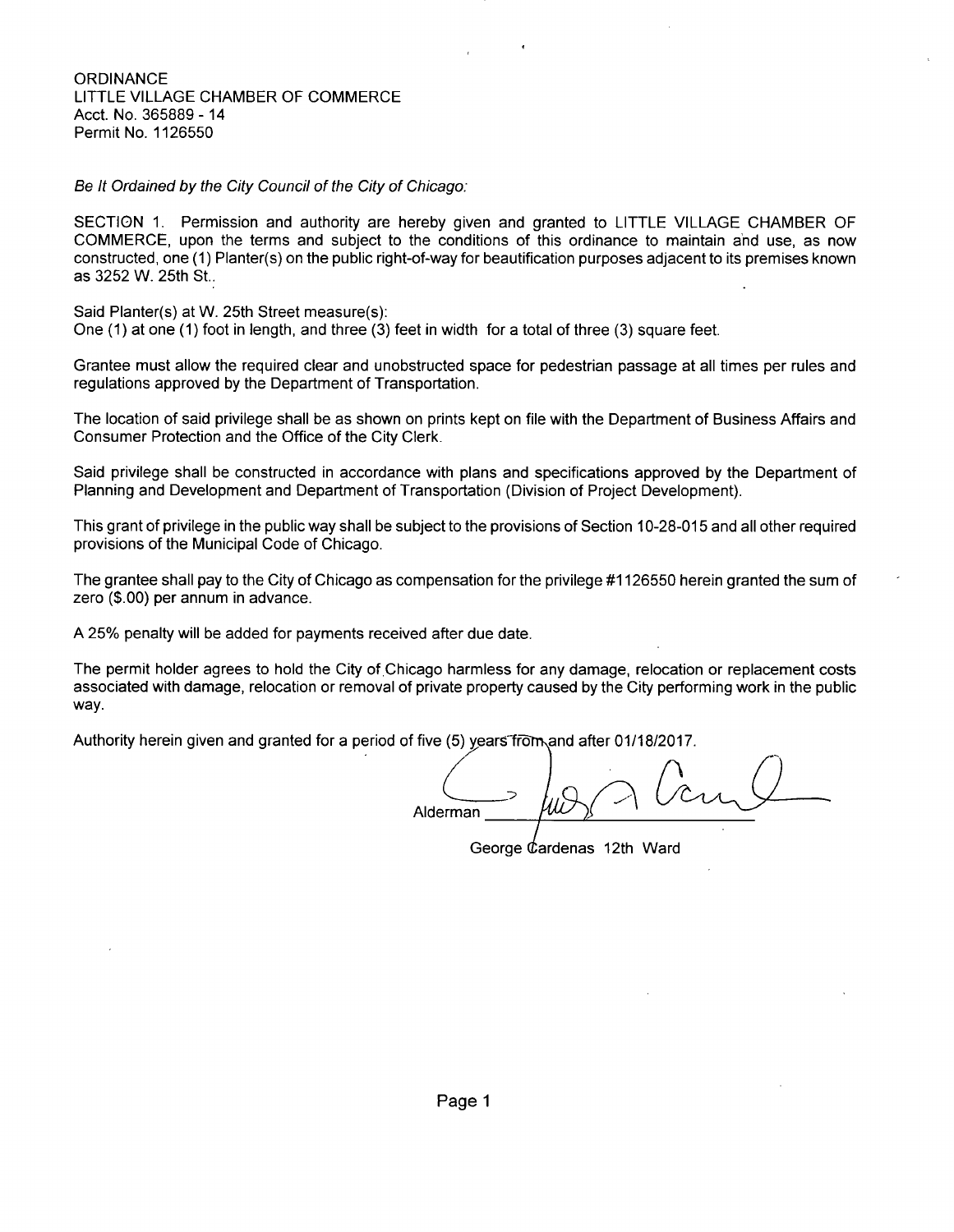ORDINANCE
LITTLE VILLAGE CHAMBER OF COMMERCE
Acct. No. 365889 - 14
Permit No. 1126550

*Be It Ordained by the City Council of the City of Chicago:*

SECTION 1. Permission and authority are hereby given and granted to LITTLE VILLAGE CHAMBER OF COMMERCE, upon the terms and subject to the conditions of this ordinance to maintain and use, as now constructed, one (1) Planter(s) on the public right-of-way for beautification purposes adjacent to its premises known as 3252 W. 25th St..

Said Planter(s) at W. 25th Street measure(s):
One (1) at one (1) foot in length, and three (3) feet in width for a total of three (3) square feet.

Grantee must allow the required clear and unobstructed space for pedestrian passage at all times per rules and regulations approved by the Department of Transportation.

The location of said privilege shall be as shown on prints kept on file with the Department of Business Affairs and Consumer Protection and the Office of the City Clerk.

Said privilege shall be constructed in accordance with plans and specifications approved by the Department of Planning and Development and Department of Transportation (Division of Project Development).

This grant of privilege in the public way shall be subject to the provisions of Section 10-28-015 and all other required provisions of the Municipal Code of Chicago.

The grantee shall pay to the City of Chicago as compensation for the privilege #1126550 herein granted the sum of zero ($.00) per annum in advance.

A 25% penalty will be added for payments received after due date.

The permit holder agrees to hold the City of Chicago harmless for any damage, relocation or replacement costs associated with damage, relocation or removal of private property caused by the City performing work in the public way.

Authority herein given and granted for a period of five (5) years from and after 01/18/2017.

Alderman ______________________

George Cardenas 12th Ward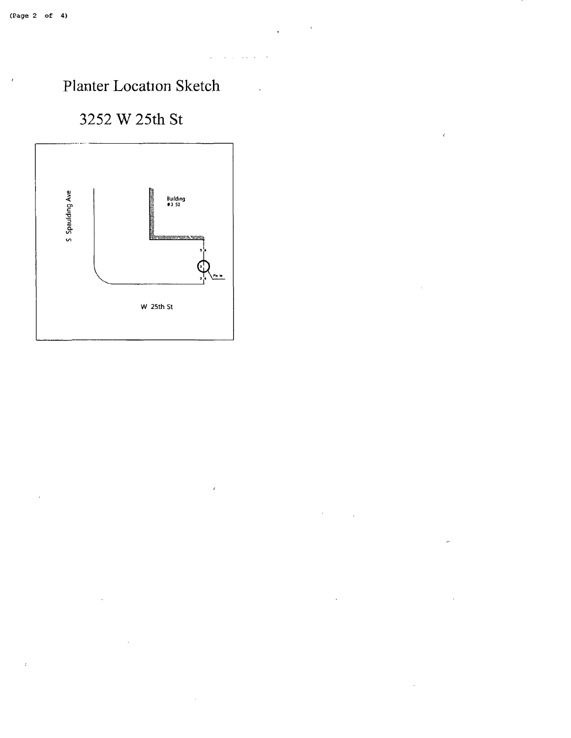# Planter Location Sketch

## 3252 W 25th St

S Spaulding Ave

Building #3 52

W 25th St

Planter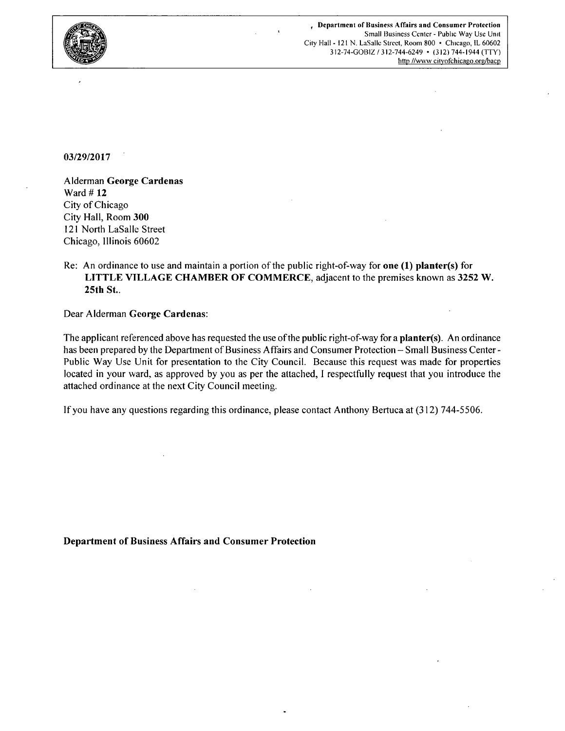**Department of Business Affairs and Consumer Protection**
Small Business Center - Public Way Use Unit
City Hall - 121 N. LaSalle Street, Room 800 • Chicago, IL 60602
312-74-GOBIZ / 312-744-6249 • (312) 744-1944 (TTY)
http //www cityofchicago.org/bacp

**03/29/2017**

Alderman **George Cardenas**
Ward # **12**
City of Chicago
City Hall, Room **300**
121 North LaSalle Street
Chicago, Illinois 60602

Re: An ordinance to use and maintain a portion of the public right-of-way for **one (1) planter(s)** for **LITTLE VILLAGE CHAMBER OF COMMERCE**, adjacent to the premises known as **3252 W. 25th St.**.

Dear Alderman **George Cardenas**:

The applicant referenced above has requested the use of the public right-of-way for a **planter(s)**. An ordinance has been prepared by the Department of Business Affairs and Consumer Protection – Small Business Center - Public Way Use Unit for presentation to the City Council. Because this request was made for properties located in your ward, as approved by you as per the attached, I respectfully request that you introduce the attached ordinance at the next City Council meeting.

If you have any questions regarding this ordinance, please contact Anthony Bertuca at (312) 744-5506.

**Department of Business Affairs and Consumer Protection**